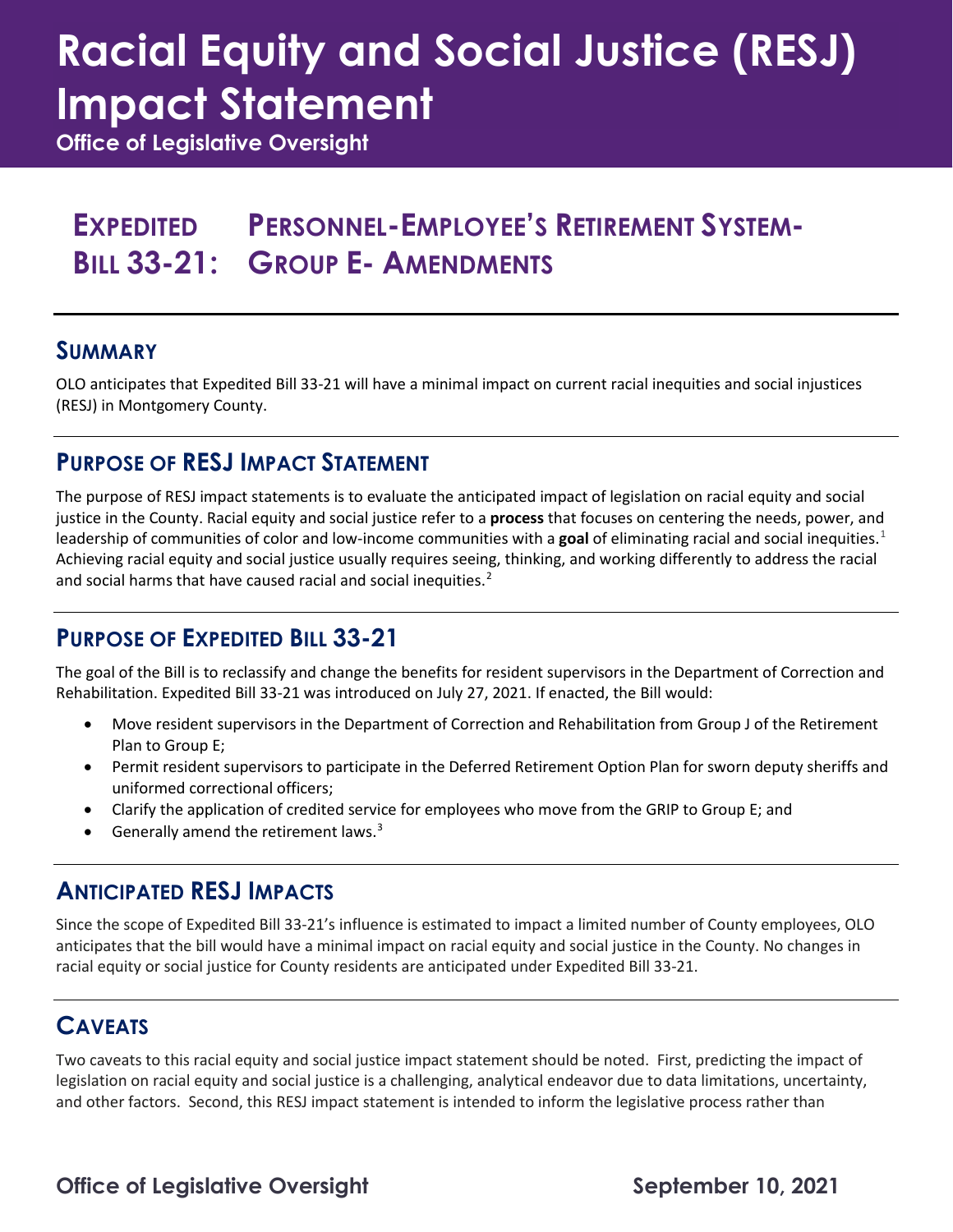# Racial Equity and Social Justice (RESJ) Impact Statement

**Office of Legislative Oversight**

## Expedited Bill 33-21: Personnel-Employee's Retirement System-Group E- Amendments

## Summary

OLO anticipates that Expedited Bill 33-21 will have a minimal impact on current racial inequities and social injustices (RESJ) in Montgomery County.

## Purpose of RESJ Impact Statement

The purpose of RESJ impact statements is to evaluate the anticipated impact of legislation on racial equity and social justice in the County. Racial equity and social justice refer to a **process** that focuses on centering the needs, power, and leadership of communities of color and low-income communities with a **goal** of eliminating racial and social inequities.[1] Achieving racial equity and social justice usually requires seeing, thinking, and working differently to address the racial and social harms that have caused racial and social inequities.[2]

## Purpose of Expedited Bill 33-21

The goal of the Bill is to reclassify and change the benefits for resident supervisors in the Department of Correction and Rehabilitation. Expedited Bill 33-21 was introduced on July 27, 2021. If enacted, the Bill would:

- Move resident supervisors in the Department of Correction and Rehabilitation from Group J of the Retirement Plan to Group E;
- Permit resident supervisors to participate in the Deferred Retirement Option Plan for sworn deputy sheriffs and uniformed correctional officers;
- Clarify the application of credited service for employees who move from the GRIP to Group E; and
- Generally amend the retirement laws.[3]

## Anticipated RESJ Impacts

Since the scope of Expedited Bill 33-21's influence is estimated to impact a limited number of County employees, OLO anticipates that the bill would have a minimal impact on racial equity and social justice in the County. No changes in racial equity or social justice for County residents are anticipated under Expedited Bill 33-21.

## Caveats

Two caveats to this racial equity and social justice impact statement should be noted. First, predicting the impact of legislation on racial equity and social justice is a challenging, analytical endeavor due to data limitations, uncertainty, and other factors. Second, this RESJ impact statement is intended to inform the legislative process rather than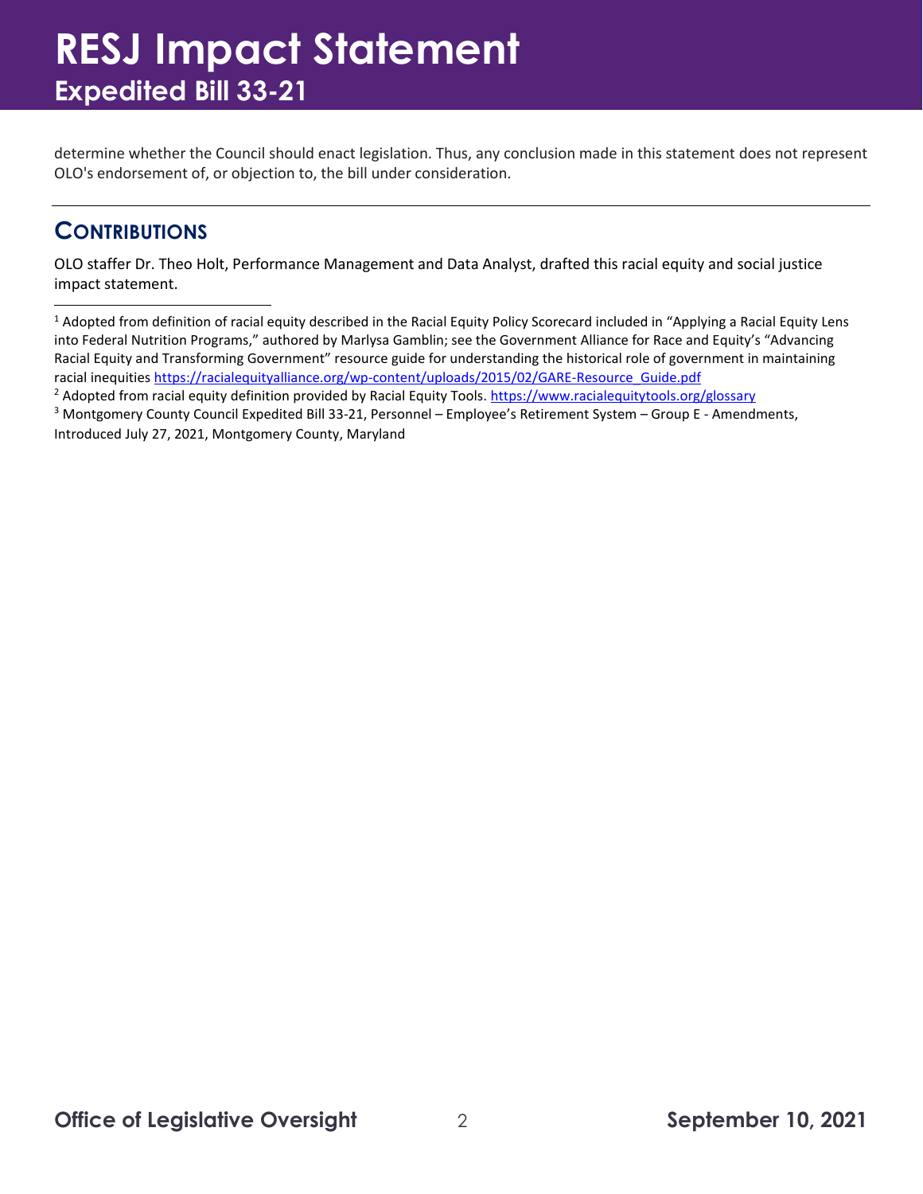determine whether the Council should enact legislation. Thus, any conclusion made in this statement does not represent OLO's endorsement of, or objection to, the bill under consideration.

## CONTRIBUTIONS

OLO staffer Dr. Theo Holt, Performance Management and Data Analyst, drafted this racial equity and social justice impact statement.

---

[1] Adopted from definition of racial equity described in the Racial Equity Policy Scorecard included in "Applying a Racial Equity Lens into Federal Nutrition Programs," authored by Marlysa Gamblin; see the Government Alliance for Race and Equity's "Advancing Racial Equity and Transforming Government" resource guide for understanding the historical role of government in maintaining racial inequities https://racialequityalliance.org/wp-content/uploads/2015/02/GARE-Resource_Guide.pdf

[2] Adopted from racial equity definition provided by Racial Equity Tools. https://www.racialequitytools.org/glossary

[3] Montgomery County Council Expedited Bill 33-21, Personnel – Employee's Retirement System – Group E - Amendments, Introduced July 27, 2021, Montgomery County, Maryland